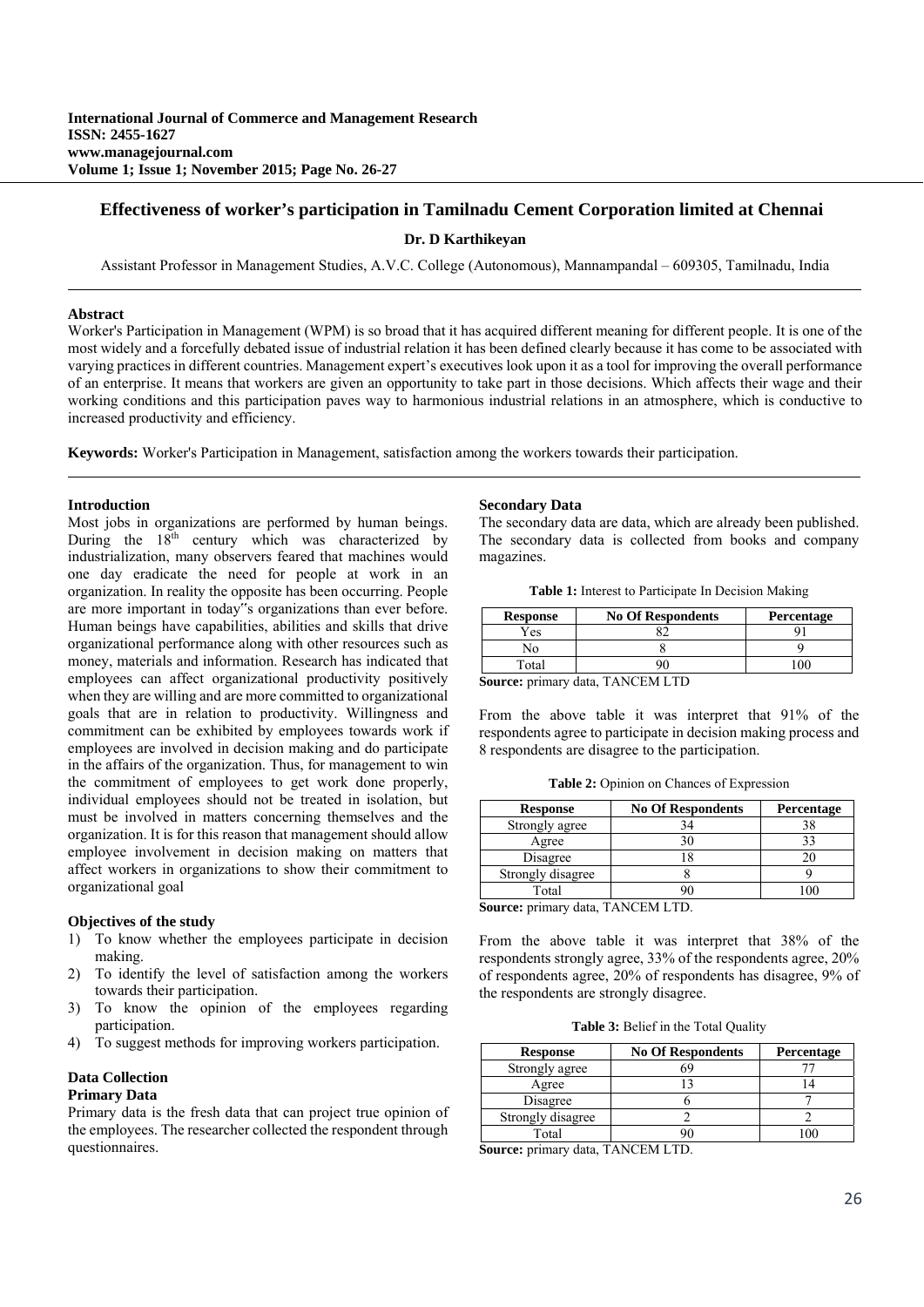# Effectiveness of worker's participation in Tamilnadu Cement Corporation limited at Chennai

**Dr. D Karthikeyan**

Assistant Professor in Management Studies, A.V.C. College (Autonomous), Mannampandal – 609305, Tamilnadu, India

## Abstract

Worker's Participation in Management (WPM) is so broad that it has acquired different meaning for different people. It is one of the most widely and a forcefully debated issue of industrial relation it has been defined clearly because it has come to be associated with varying practices in different countries. Management expert's executives look upon it as a tool for improving the overall performance of an enterprise. It means that workers are given an opportunity to take part in those decisions. Which affects their wage and their working conditions and this participation paves way to harmonious industrial relations in an atmosphere, which is conductive to increased productivity and efficiency.

**Keywords:** Worker's Participation in Management, satisfaction among the workers towards their participation.

## Introduction

Most jobs in organizations are performed by human beings. During the 18th century which was characterized by industrialization, many observers feared that machines would one day eradicate the need for people at work in an organization. In reality the opposite has been occurring. People are more important in today"s organizations than ever before. Human beings have capabilities, abilities and skills that drive organizational performance along with other resources such as money, materials and information. Research has indicated that employees can affect organizational productivity positively when they are willing and are more committed to organizational goals that are in relation to productivity. Willingness and commitment can be exhibited by employees towards work if employees are involved in decision making and do participate in the affairs of the organization. Thus, for management to win the commitment of employees to get work done properly, individual employees should not be treated in isolation, but must be involved in matters concerning themselves and the organization. It is for this reason that management should allow employee involvement in decision making on matters that affect workers in organizations to show their commitment to organizational goal

### Objectives of the study

1) To know whether the employees participate in decision making.
2) To identify the level of satisfaction among the workers towards their participation.
3) To know the opinion of the employees regarding participation.
4) To suggest methods for improving workers participation.

### Data Collection

#### Primary Data

Primary data is the fresh data that can project true opinion of the employees. The researcher collected the respondent through questionnaires.

#### Secondary Data

The secondary data are data, which are already been published. The secondary data is collected from books and company magazines.

**Table 1:** Interest to Participate In Decision Making

| Response | No Of Respondents | Percentage |
|---|---|---|
| Yes | 82 | 91 |
| No | 8 | 9 |
| Total | 90 | 100 |

**Source:** primary data, TANCEM LTD

From the above table it was interpret that 91% of the respondents agree to participate in decision making process and 8 respondents are disagree to the participation.

**Table 2:** Opinion on Chances of Expression

| Response | No Of Respondents | Percentage |
|---|---|---|
| Strongly agree | 34 | 38 |
| Agree | 30 | 33 |
| Disagree | 18 | 20 |
| Strongly disagree | 8 | 9 |
| Total | 90 | 100 |

**Source:** primary data, TANCEM LTD.

From the above table it was interpret that 38% of the respondents strongly agree, 33% of the respondents agree, 20% of respondents agree, 20% of respondents has disagree, 9% of the respondents are strongly disagree.

**Table 3:** Belief in the Total Quality

| Response | No Of Respondents | Percentage |
|---|---|---|
| Strongly agree | 69 | 77 |
| Agree | 13 | 14 |
| Disagree | 6 | 7 |
| Strongly disagree | 2 | 2 |
| Total | 90 | 100 |

**Source:** primary data, TANCEM LTD.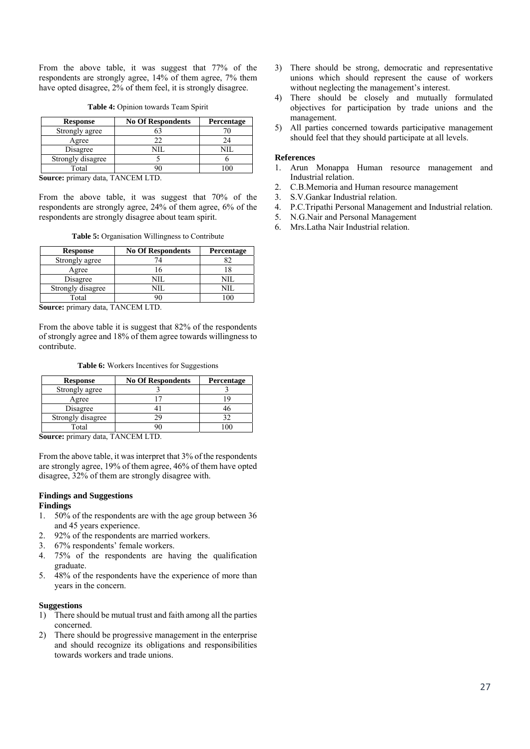From the above table, it was suggest that 77% of the respondents are strongly agree, 14% of them agree, 7% them have opted disagree, 2% of them feel, it is strongly disagree.

**Table 4:** Opinion towards Team Spirit

| Response | No Of Respondents | Percentage |
|---|---|---|
| Strongly agree | 63 | 70 |
| Agree | 22 | 24 |
| Disagree | NIL | NIL |
| Strongly disagree | 5 | 6 |
| Total | 90 | 100 |

**Source:** primary data, TANCEM LTD.

From the above table, it was suggest that 70% of the respondents are strongly agree, 24% of them agree, 6% of the respondents are strongly disagree about team spirit.

**Table 5:** Organisation Willingness to Contribute

| Response | No Of Respondents | Percentage |
|---|---|---|
| Strongly agree | 74 | 82 |
| Agree | 16 | 18 |
| Disagree | NIL | NIL |
| Strongly disagree | NIL | NIL |
| Total | 90 | 100 |

**Source:** primary data, TANCEM LTD.

From the above table it is suggest that 82% of the respondents of strongly agree and 18% of them agree towards willingness to contribute.

**Table 6:** Workers Incentives for Suggestions

| Response | No Of Respondents | Percentage |
|---|---|---|
| Strongly agree | 3 | 3 |
| Agree | 17 | 19 |
| Disagree | 41 | 46 |
| Strongly disagree | 29 | 32 |
| Total | 90 | 100 |

**Source:** primary data, TANCEM LTD.

From the above table, it was interpret that 3% of the respondents are strongly agree, 19% of them agree, 46% of them have opted disagree, 32% of them are strongly disagree with.

## Findings and Suggestions

### Findings

1. 50% of the respondents are with the age group between 36 and 45 years experience.
2. 92% of the respondents are married workers.
3. 67% respondents' female workers.
4. 75% of the respondents are having the qualification graduate.
5. 48% of the respondents have the experience of more than years in the concern.

### Suggestions

1) There should be mutual trust and faith among all the parties concerned.
2) There should be progressive management in the enterprise and should recognize its obligations and responsibilities towards workers and trade unions.
3) There should be strong, democratic and representative unions which should represent the cause of workers without neglecting the management's interest.
4) There should be closely and mutually formulated objectives for participation by trade unions and the management.
5) All parties concerned towards participative management should feel that they should participate at all levels.

## References

1. Arun Monappa Human resource management and Industrial relation.
2. C.B.Memoria and Human resource management
3. S.V.Gankar Industrial relation.
4. P.C.Tripathi Personal Management and Industrial relation.
5. N.G.Nair and Personal Management
6. Mrs.Latha Nair Industrial relation.